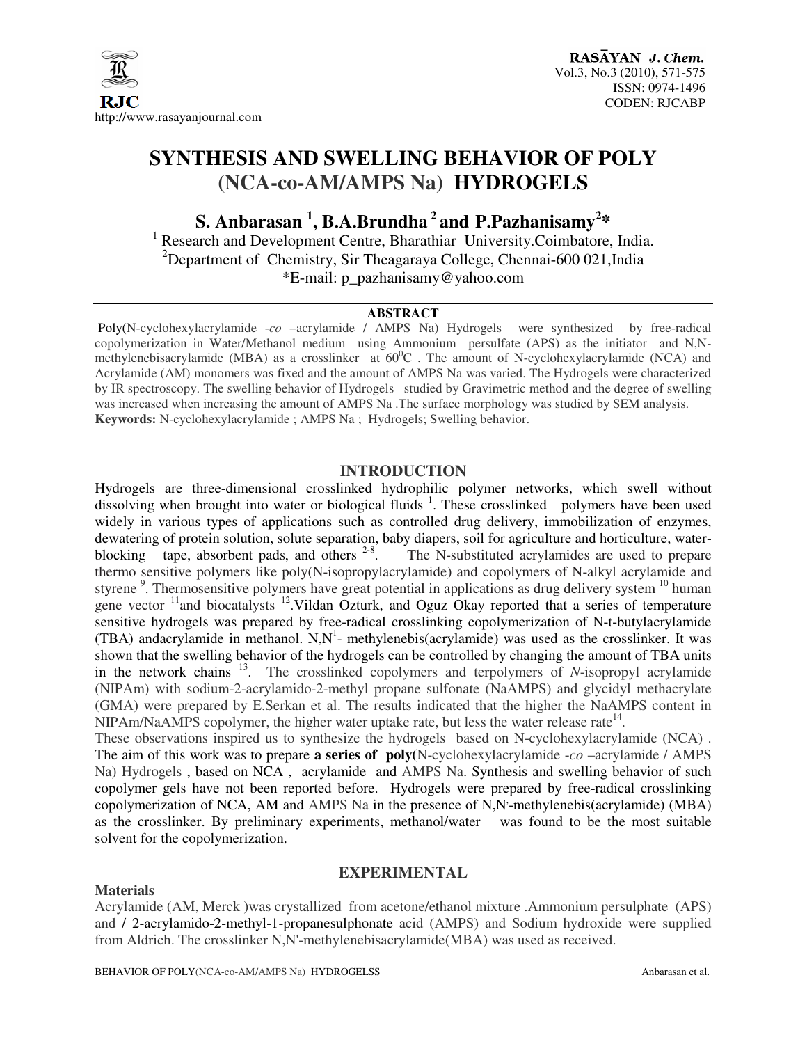# SYNTHESIS AND SWELLING BEHAVIOR OF POLY (NCA-co-AM/AMPS Na) HYDROGELS

**S. Anbarasan [1], B.A.Brundha [2] and P.Pazhanisamy[2]***

[1] Research and Development Centre, Bharathiar University.Coimbatore, India.
[2]Department of Chemistry, Sir Theagaraya College, Chennai-600 021,India
*E-mail: p_pazhanisamy@yahoo.com

## ABSTRACT

Poly(N-cyclohexylacrylamide -*co* –acrylamide / AMPS Na) Hydrogels were synthesized by free-radical copolymerization in Water/Methanol medium using Ammonium persulfate (APS) as the initiator and N,N-methylenebisacrylamide (MBA) as a crosslinker at $60^0$C . The amount of N-cyclohexylacrylamide (NCA) and Acrylamide (AM) monomers was fixed and the amount of AMPS Na was varied. The Hydrogels were characterized by IR spectroscopy. The swelling behavior of Hydrogels studied by Gravimetric method and the degree of swelling was increased when increasing the amount of AMPS Na .The surface morphology was studied by SEM analysis.

**Keywords:** N-cyclohexylacrylamide ; AMPS Na ; Hydrogels; Swelling behavior.

## INTRODUCTION

Hydrogels are three-dimensional crosslinked hydrophilic polymer networks, which swell without dissolving when brought into water or biological fluids [1]. These crosslinked polymers have been used widely in various types of applications such as controlled drug delivery, immobilization of enzymes, dewatering of protein solution, solute separation, baby diapers, soil for agriculture and horticulture, water-blocking tape, absorbent pads, and others [2-8]. The N-substituted acrylamides are used to prepare thermo sensitive polymers like poly(N-isopropylacrylamide) and copolymers of N-alkyl acrylamide and styrene [9]. Thermosensitive polymers have great potential in applications as drug delivery system [10] human gene vector [11]and biocatalysts [12].Vildan Ozturk, and Oguz Okay reported that a series of temperature sensitive hydrogels was prepared by free-radical crosslinking copolymerization of N-t-butylacrylamide (TBA) andacrylamide in methanol. N,N[1]- methylenebis(acrylamide) was used as the crosslinker. It was shown that the swelling behavior of the hydrogels can be controlled by changing the amount of TBA units in the network chains [13]. The crosslinked copolymers and terpolymers of *N*-isopropyl acrylamide (NIPAm) with sodium-2-acrylamido-2-methyl propane sulfonate (NaAMPS) and glycidyl methacrylate (GMA) were prepared by E.Serkan et al. The results indicated that the higher the NaAMPS content in NIPAm/NaAMPS copolymer, the higher water uptake rate, but less the water release rate[14].

These observations inspired us to synthesize the hydrogels based on N-cyclohexylacrylamide (NCA) . The aim of this work was to prepare **a series of poly(**N-cyclohexylacrylamide -*co* –acrylamide / AMPS Na) Hydrogels , based on NCA , acrylamide and AMPS Na. Synthesis and swelling behavior of such copolymer gels have not been reported before. Hydrogels were prepared by free-radical crosslinking copolymerization of NCA, AM and AMPS Na in the presence of N,N'-methylenebis(acrylamide) (MBA) as the crosslinker. By preliminary experiments, methanol/water was found to be the most suitable solvent for the copolymerization.

## EXPERIMENTAL

### Materials

Acrylamide (AM, Merck )was crystallized from acetone/ethanol mixture .Ammonium persulphate (APS) and / 2-acrylamido-2-methyl-1-propanesulphonate acid (AMPS) and Sodium hydroxide were supplied from Aldrich. The crosslinker N,N'-methylenebisacrylamide(MBA) was used as received.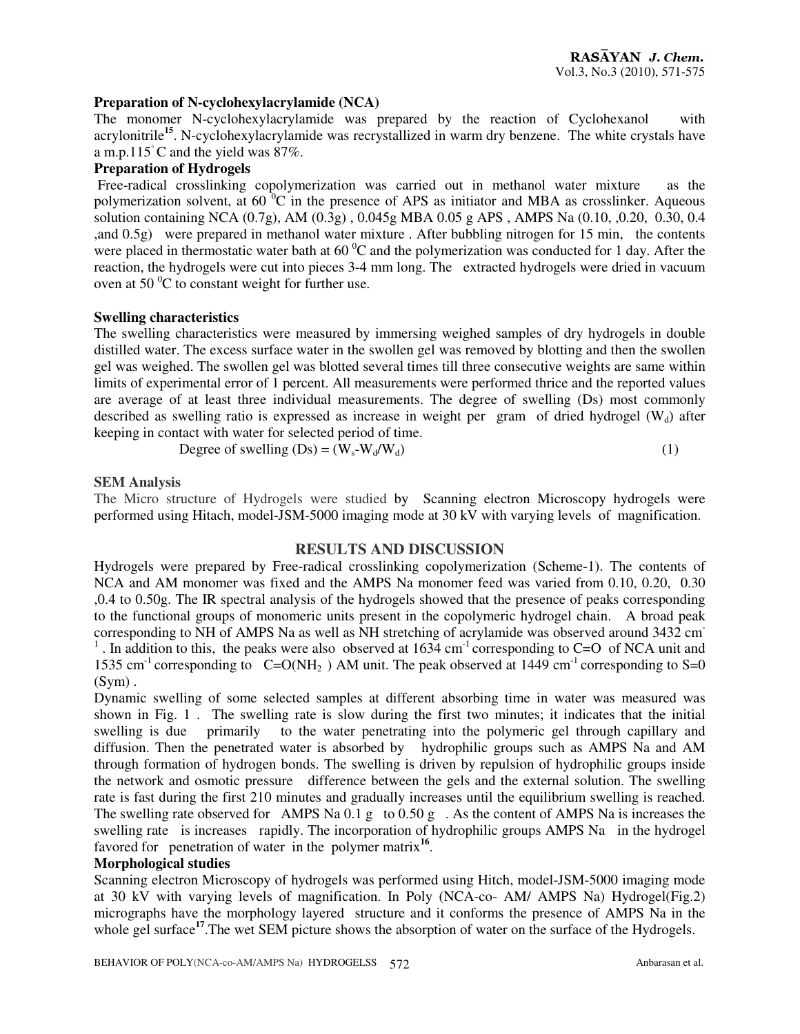**Preparation of N-cyclohexylacrylamide (NCA)**

The monomer N-cyclohexylacrylamide was prepared by the reaction of Cyclohexanol with acrylonitrile[15]. N-cyclohexylacrylamide was recrystallized in warm dry benzene. The white crystals have a m.p.115$^{\circ}$C and the yield was 87%.

**Preparation of Hydrogels**

Free-radical crosslinking copolymerization was carried out in methanol water mixture as the polymerization solvent, at 60 $^{0}$C in the presence of APS as initiator and MBA as crosslinker. Aqueous solution containing NCA (0.7g), AM (0.3g) , 0.045g MBA 0.05 g APS , AMPS Na (0.10, ,0.20, 0.30, 0.4 ,and 0.5g) were prepared in methanol water mixture . After bubbling nitrogen for 15 min, the contents were placed in thermostatic water bath at 60 $^{0}$C and the polymerization was conducted for 1 day. After the reaction, the hydrogels were cut into pieces 3-4 mm long. The extracted hydrogels were dried in vacuum oven at 50 $^{0}$C to constant weight for further use.

**Swelling characteristics**

The swelling characteristics were measured by immersing weighed samples of dry hydrogels in double distilled water. The excess surface water in the swollen gel was removed by blotting and then the swollen gel was weighed. The swollen gel was blotted several times till three consecutive weights are same within limits of experimental error of 1 percent. All measurements were performed thrice and the reported values are average of at least three individual measurements. The degree of swelling (Ds) most commonly described as swelling ratio is expressed as increase in weight per gram of dried hydrogel ($W_d$) after keeping in contact with water for selected period of time.

$$\text{Degree of swelling (Ds)} = (W_s\text{-}W_d/W_d) \qquad (1)$$

**SEM Analysis**

The Micro structure of Hydrogels were studied by Scanning electron Microscopy hydrogels were performed using Hitach, model-JSM-5000 imaging mode at 30 kV with varying levels of magnification.

## RESULTS AND DISCUSSION

Hydrogels were prepared by Free-radical crosslinking copolymerization (Scheme-1). The contents of NCA and AM monomer was fixed and the AMPS Na monomer feed was varied from 0.10, 0.20, 0.30 ,0.4 to 0.50g. The IR spectral analysis of the hydrogels showed that the presence of peaks corresponding to the functional groups of monomeric units present in the copolymeric hydrogel chain. A broad peak corresponding to NH of AMPS Na as well as NH stretching of acrylamide was observed around 3432 cm$^{-1}$ . In addition to this, the peaks were also observed at 1634 cm$^{-1}$ corresponding to C=O of NCA unit and 1535 cm$^{-1}$ corresponding to C=O($NH_2$ ) AM unit. The peak observed at 1449 cm$^{-1}$ corresponding to S=0 (Sym) .

Dynamic swelling of some selected samples at different absorbing time in water was measured was shown in Fig. 1 . The swelling rate is slow during the first two minutes; it indicates that the initial swelling is due primarily to the water penetrating into the polymeric gel through capillary and diffusion. Then the penetrated water is absorbed by hydrophilic groups such as AMPS Na and AM through formation of hydrogen bonds. The swelling is driven by repulsion of hydrophilic groups inside the network and osmotic pressure difference between the gels and the external solution. The swelling rate is fast during the first 210 minutes and gradually increases until the equilibrium swelling is reached. The swelling rate observed for AMPS Na 0.1 g to 0.50 g . As the content of AMPS Na is increases the swelling rate is increases rapidly. The incorporation of hydrophilic groups AMPS Na in the hydrogel favored for penetration of water in the polymer matrix[16].

**Morphological studies**

Scanning electron Microscopy of hydrogels was performed using Hitch, model-JSM-5000 imaging mode at 30 kV with varying levels of magnification. In Poly (NCA-co- AM/ AMPS Na) Hydrogel(Fig.2) micrographs have the morphology layered structure and it conforms the presence of AMPS Na in the whole gel surface[17].The wet SEM picture shows the absorption of water on the surface of the Hydrogels.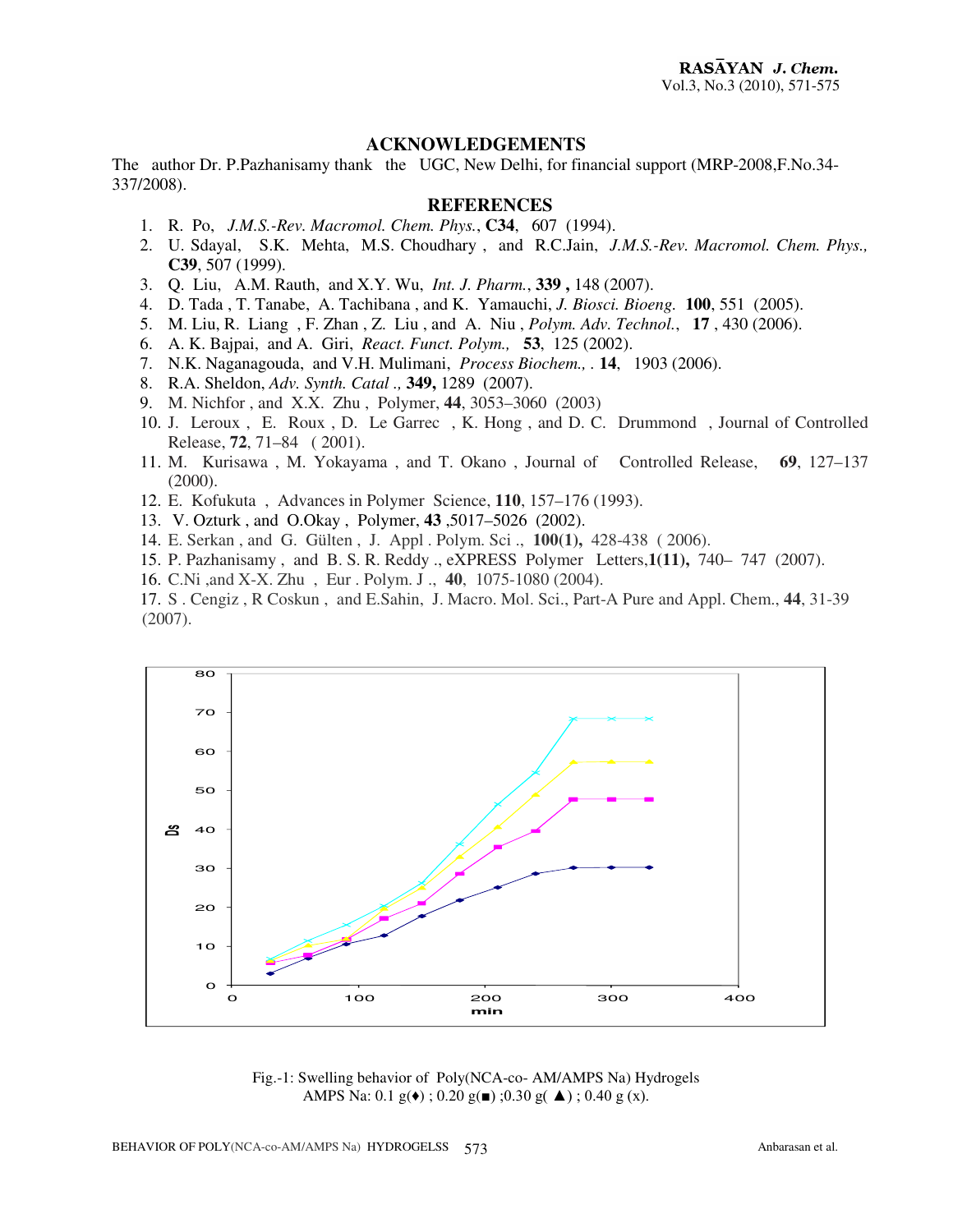## ACKNOWLEDGEMENTS

The author Dr. P.Pazhanisamy thank the UGC, New Delhi, for financial support (MRP-2008,F.No.34-337/2008).

## REFERENCES

1. R. Po, *J.M.S.-Rev. Macromol. Chem. Phys.*, **C34**, 607 (1994).
2. U. Sdayal, S.K. Mehta, M.S. Choudhary , and R.C.Jain, *J.M.S.-Rev. Macromol. Chem. Phys.,* **C39**, 507 (1999).
3. Q. Liu, A.M. Rauth, and X.Y. Wu, *Int. J. Pharm.*, **339 ,** 148 (2007).
4. D. Tada , T. Tanabe, A. Tachibana , and K. Yamauchi, *J. Biosci. Bioeng.* **100**, 551 (2005).
5. M. Liu, R. Liang , F. Zhan , Z. Liu , and A. Niu , *Polym. Adv. Technol.*, **17** , 430 (2006).
6. A. K. Bajpai, and A. Giri, *React. Funct. Polym.,* **53**, 125 (2002).
7. N.K. Naganagouda, and V.H. Mulimani, *Process Biochem., .* **14**, 1903 (2006).
8. R.A. Sheldon, *Adv. Synth. Catal .,* **349,** 1289 (2007).
9. M. Nichfor , and X.X. Zhu , Polymer, **44**, 3053–3060 (2003)
10. J. Leroux , E. Roux , D. Le Garrec , K. Hong , and D. C. Drummond , Journal of Controlled Release, **72**, 71–84 ( 2001).
11. M. Kurisawa , M. Yokayama , and T. Okano , Journal of Controlled Release, **69**, 127–137 (2000).
12. E. Kofukuta , Advances in Polymer Science, **110**, 157–176 (1993).
13. V. Ozturk , and O.Okay , Polymer, **43** ,5017–5026 (2002).
14. E. Serkan , and G. Gülten , J. Appl . Polym. Sci ., **100(1),** 428-438 ( 2006).
15. P. Pazhanisamy , and B. S. R. Reddy ., eXPRESS Polymer Letters,**1(11),** 740– 747 (2007).
16. C.Ni ,and X-X. Zhu , Eur . Polym. J ., **40**, 1075-1080 (2004).
17. S . Cengiz , R Coskun , and E.Sahin, J. Macro. Mol. Sci., Part-A Pure and Appl. Chem., **44**, 31-39 (2007).

Fig.-1: Swelling behavior of Poly(NCA-co- AM/AMPS Na) Hydrogels
AMPS Na: 0.1 g(♦) ; 0.20 g(■) ;0.30 g( ▲) ; 0.40 g (x).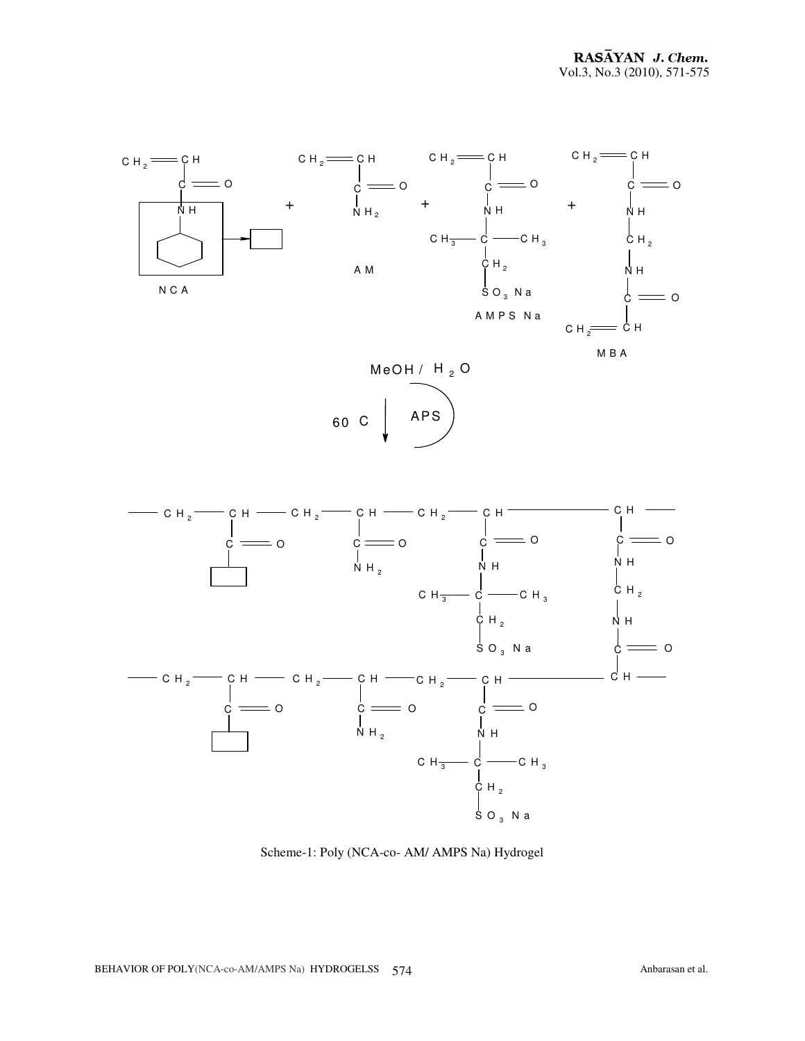Scheme-1: Poly (NCA-co- AM/ AMPS Na) Hydrogel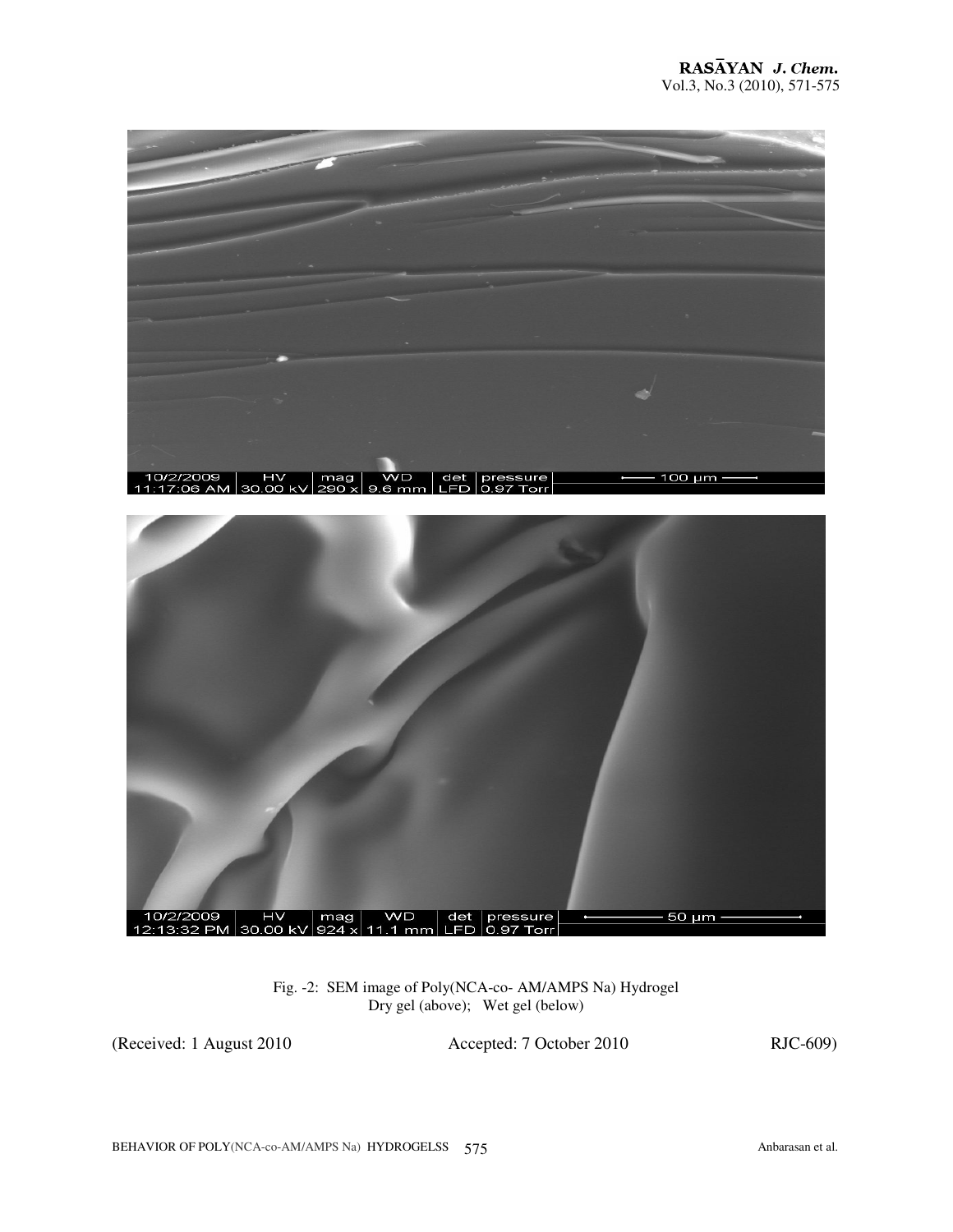Fig. -2: SEM image of Poly(NCA-co- AM/AMPS Na) Hydrogel
Dry gel (above); Wet gel (below)

(Received: 1 August 2010 Accepted: 7 October 2010 RJC-609)